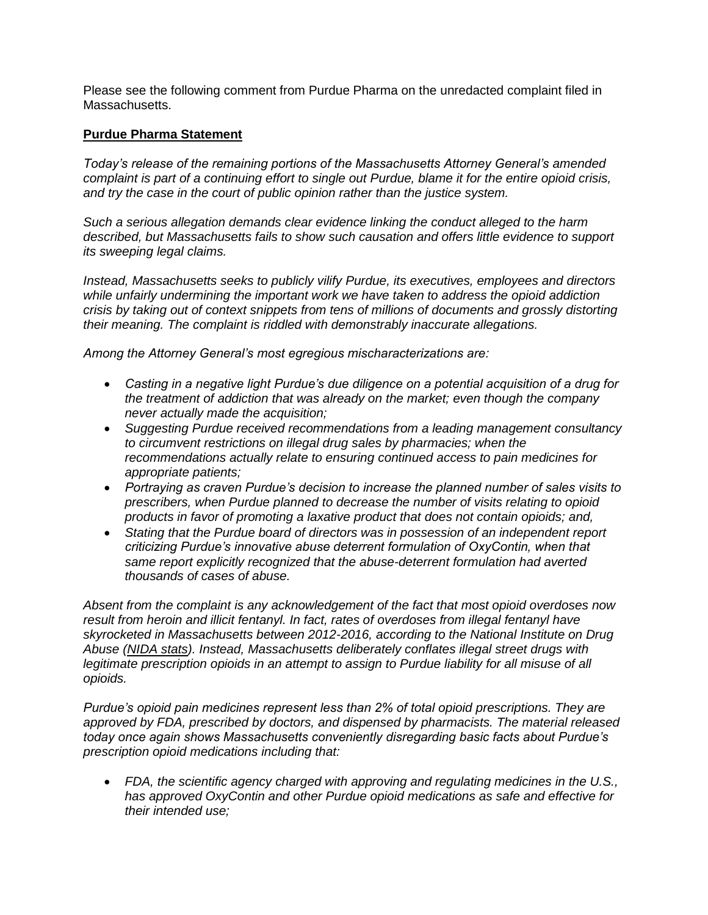Please see the following comment from Purdue Pharma on the unredacted complaint filed in Massachusetts.

**Purdue Pharma Statement**

*Today's release of the remaining portions of the Massachusetts Attorney General's amended complaint is part of a continuing effort to single out Purdue, blame it for the entire opioid crisis, and try the case in the court of public opinion rather than the justice system.*

*Such a serious allegation demands clear evidence linking the conduct alleged to the harm described, but Massachusetts fails to show such causation and offers little evidence to support its sweeping legal claims.*

*Instead, Massachusetts seeks to publicly vilify Purdue, its executives, employees and directors while unfairly undermining the important work we have taken to address the opioid addiction crisis by taking out of context snippets from tens of millions of documents and grossly distorting their meaning. The complaint is riddled with demonstrably inaccurate allegations.*

*Among the Attorney General's most egregious mischaracterizations are:*

- *Casting in a negative light Purdue's due diligence on a potential acquisition of a drug for the treatment of addiction that was already on the market; even though the company never actually made the acquisition;*
- *Suggesting Purdue received recommendations from a leading management consultancy to circumvent restrictions on illegal drug sales by pharmacies; when the recommendations actually relate to ensuring continued access to pain medicines for appropriate patients;*
- *Portraying as craven Purdue's decision to increase the planned number of sales visits to prescribers, when Purdue planned to decrease the number of visits relating to opioid products in favor of promoting a laxative product that does not contain opioids; and,*
- *Stating that the Purdue board of directors was in possession of an independent report criticizing Purdue's innovative abuse deterrent formulation of OxyContin, when that same report explicitly recognized that the abuse-deterrent formulation had averted thousands of cases of abuse.*

*Absent from the complaint is any acknowledgement of the fact that most opioid overdoses now result from heroin and illicit fentanyl. In fact, rates of overdoses from illegal fentanyl have skyrocketed in Massachusetts between 2012-2016, according to the National Institute on Drug Abuse (NIDA stats). Instead, Massachusetts deliberately conflates illegal street drugs with legitimate prescription opioids in an attempt to assign to Purdue liability for all misuse of all opioids.*

*Purdue's opioid pain medicines represent less than 2% of total opioid prescriptions. They are approved by FDA, prescribed by doctors, and dispensed by pharmacists. The material released today once again shows Massachusetts conveniently disregarding basic facts about Purdue's prescription opioid medications including that:*

- *FDA, the scientific agency charged with approving and regulating medicines in the U.S., has approved OxyContin and other Purdue opioid medications as safe and effective for their intended use;*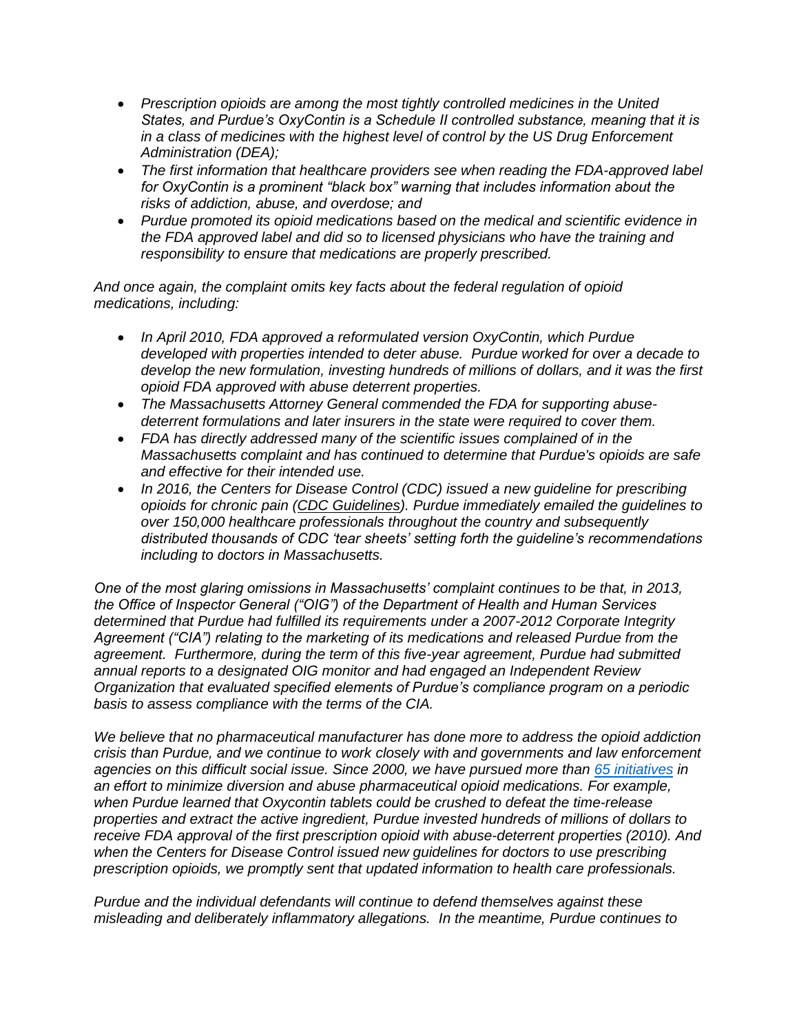- *Prescription opioids are among the most tightly controlled medicines in the United States, and Purdue's OxyContin is a Schedule II controlled substance, meaning that it is in a class of medicines with the highest level of control by the US Drug Enforcement Administration (DEA);*
- *The first information that healthcare providers see when reading the FDA-approved label for OxyContin is a prominent "black box" warning that includes information about the risks of addiction, abuse, and overdose; and*
- *Purdue promoted its opioid medications based on the medical and scientific evidence in the FDA approved label and did so to licensed physicians who have the training and responsibility to ensure that medications are properly prescribed.*

*And once again, the complaint omits key facts about the federal regulation of opioid medications, including:*

- *In April 2010, FDA approved a reformulated version OxyContin, which Purdue developed with properties intended to deter abuse. Purdue worked for over a decade to develop the new formulation, investing hundreds of millions of dollars, and it was the first opioid FDA approved with abuse deterrent properties.*
- *The Massachusetts Attorney General commended the FDA for supporting abuse-deterrent formulations and later insurers in the state were required to cover them.*
- *FDA has directly addressed many of the scientific issues complained of in the Massachusetts complaint and has continued to determine that Purdue's opioids are safe and effective for their intended use.*
- *In 2016, the Centers for Disease Control (CDC) issued a new guideline for prescribing opioids for chronic pain (CDC Guidelines). Purdue immediately emailed the guidelines to over 150,000 healthcare professionals throughout the country and subsequently distributed thousands of CDC 'tear sheets' setting forth the guideline's recommendations including to doctors in Massachusetts.*

*One of the most glaring omissions in Massachusetts' complaint continues to be that, in 2013, the Office of Inspector General ("OIG") of the Department of Health and Human Services determined that Purdue had fulfilled its requirements under a 2007-2012 Corporate Integrity Agreement ("CIA") relating to the marketing of its medications and released Purdue from the agreement. Furthermore, during the term of this five-year agreement, Purdue had submitted annual reports to a designated OIG monitor and had engaged an Independent Review Organization that evaluated specified elements of Purdue's compliance program on a periodic basis to assess compliance with the terms of the CIA.*

*We believe that no pharmaceutical manufacturer has done more to address the opioid addiction crisis than Purdue, and we continue to work closely with and governments and law enforcement agencies on this difficult social issue. Since 2000, we have pursued more than 65 initiatives in an effort to minimize diversion and abuse pharmaceutical opioid medications. For example, when Purdue learned that Oxycontin tablets could be crushed to defeat the time-release properties and extract the active ingredient, Purdue invested hundreds of millions of dollars to receive FDA approval of the first prescription opioid with abuse-deterrent properties (2010). And when the Centers for Disease Control issued new guidelines for doctors to use prescribing prescription opioids, we promptly sent that updated information to health care professionals.*

*Purdue and the individual defendants will continue to defend themselves against these misleading and deliberately inflammatory allegations. In the meantime, Purdue continues to*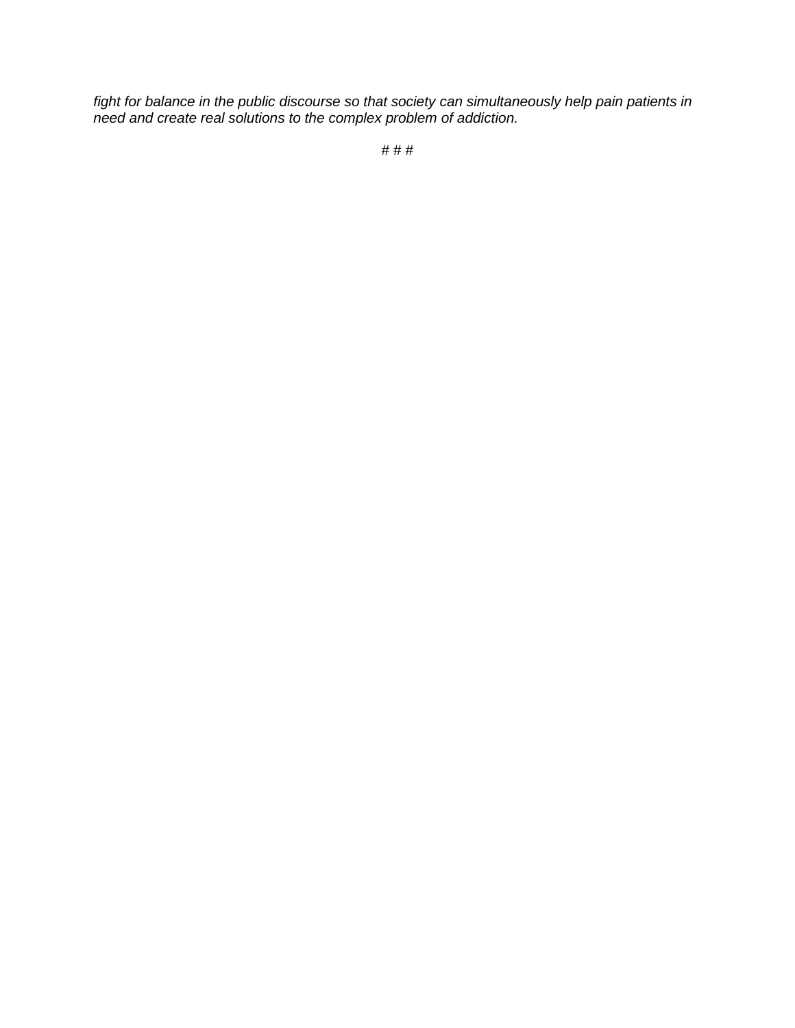*fight for balance in the public discourse so that society can simultaneously help pain patients in need and create real solutions to the complex problem of addiction.*

# # #